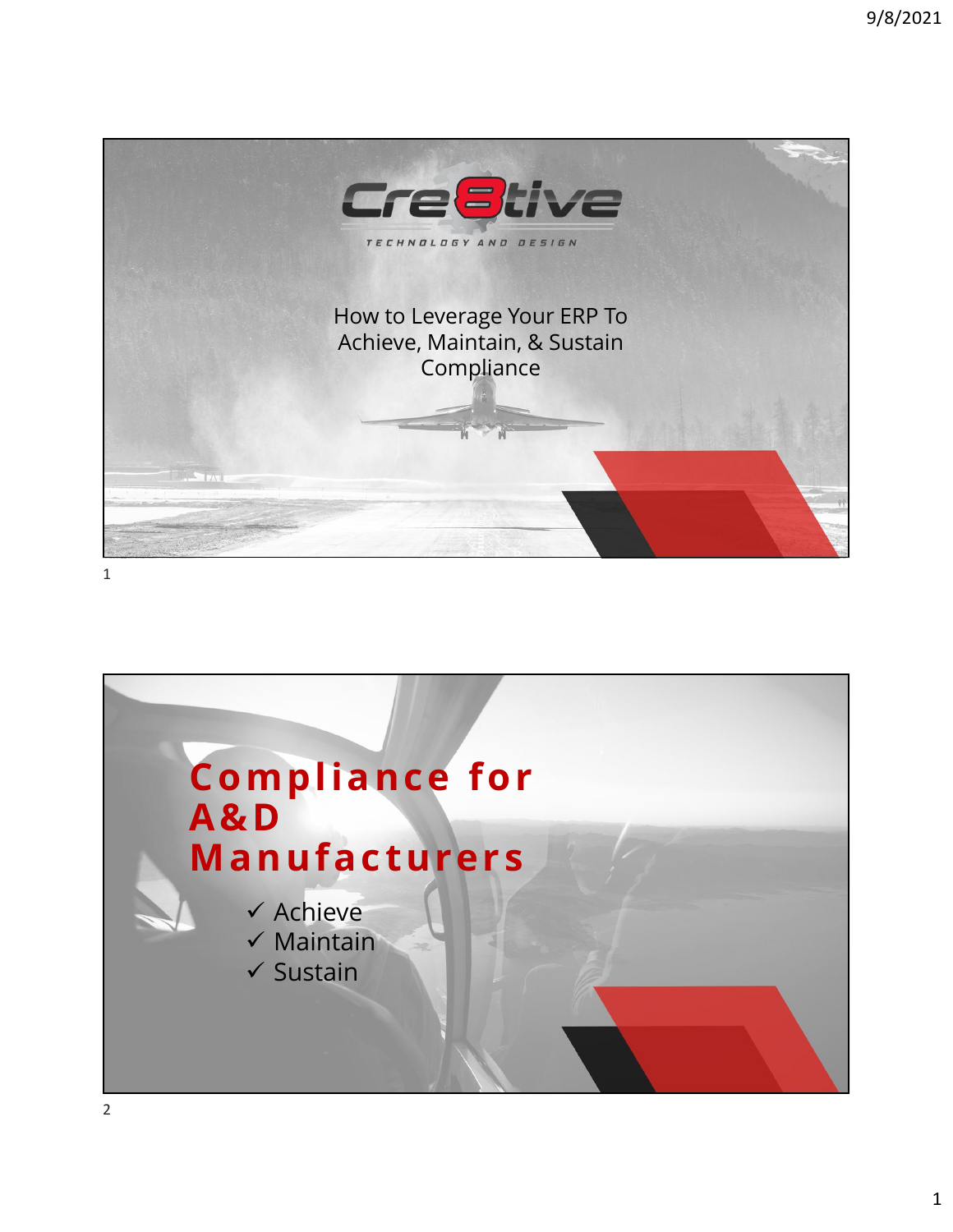Cre8tive

TECHNOLOGY AND DESIGN

How to Leverage Your ERP To Achieve, Maintain, & Sustain Compliance

## Compliance for A&D Manufacturers

- ✓ Achieve
- ✓ Maintain
- ✓ Sustain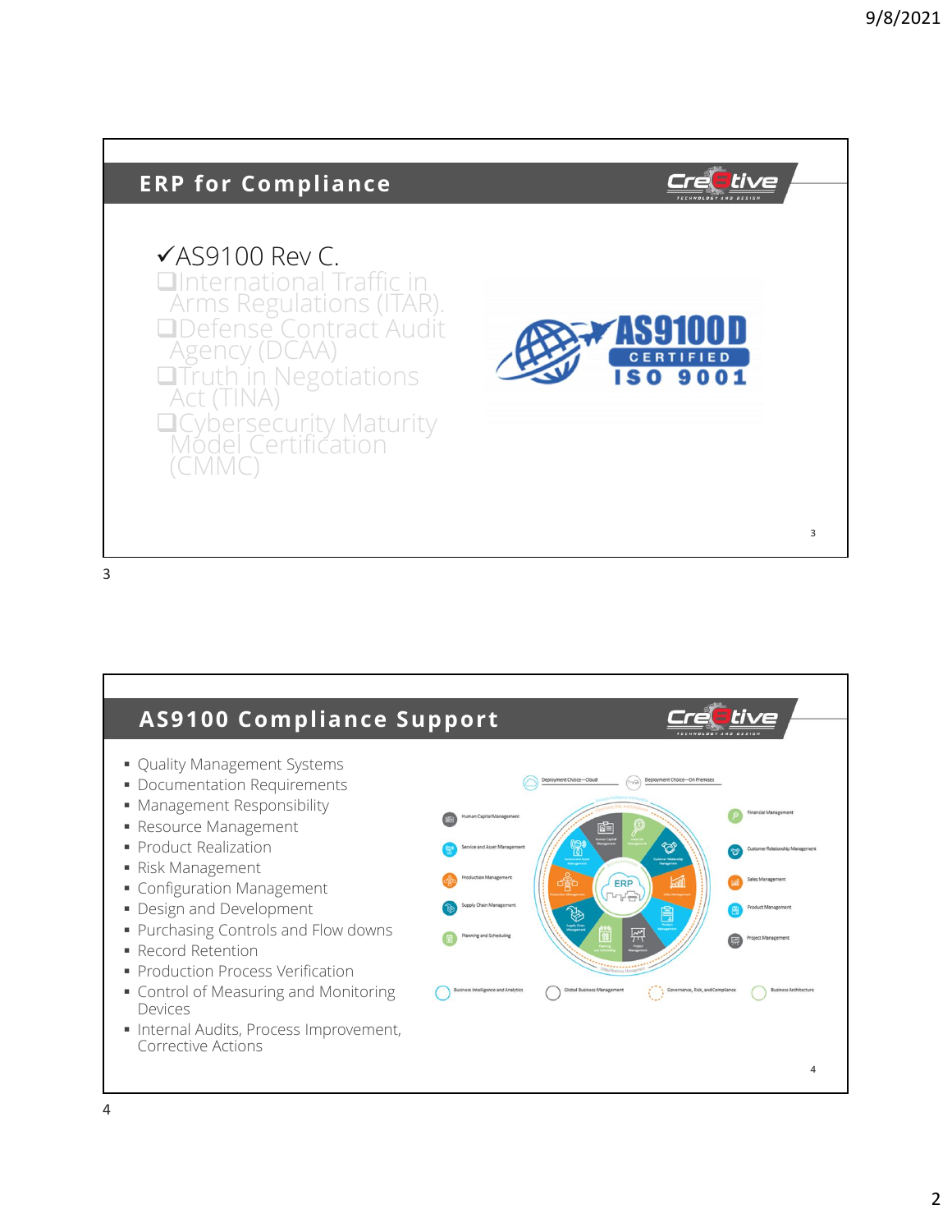## ERP for Compliance

- ✓AS9100 Rev C.
- ❑International Traffic in Arms Regulations (ITAR).
- ❑Defense Contract Audit Agency (DCAA)
- ❑Truth in Negotiations Act (TINA)
- ❑Cybersecurity Maturity Model Certification (CMMC)

## AS9100 Compliance Support

- Quality Management Systems
- Documentation Requirements
- Management Responsibility
- Resource Management
- Product Realization
- Risk Management
- Configuration Management
- Design and Development
- Purchasing Controls and Flow downs
- Record Retention
- Production Process Verification
- Control of Measuring and Monitoring Devices
- Internal Audits, Process Improvement, Corrective Actions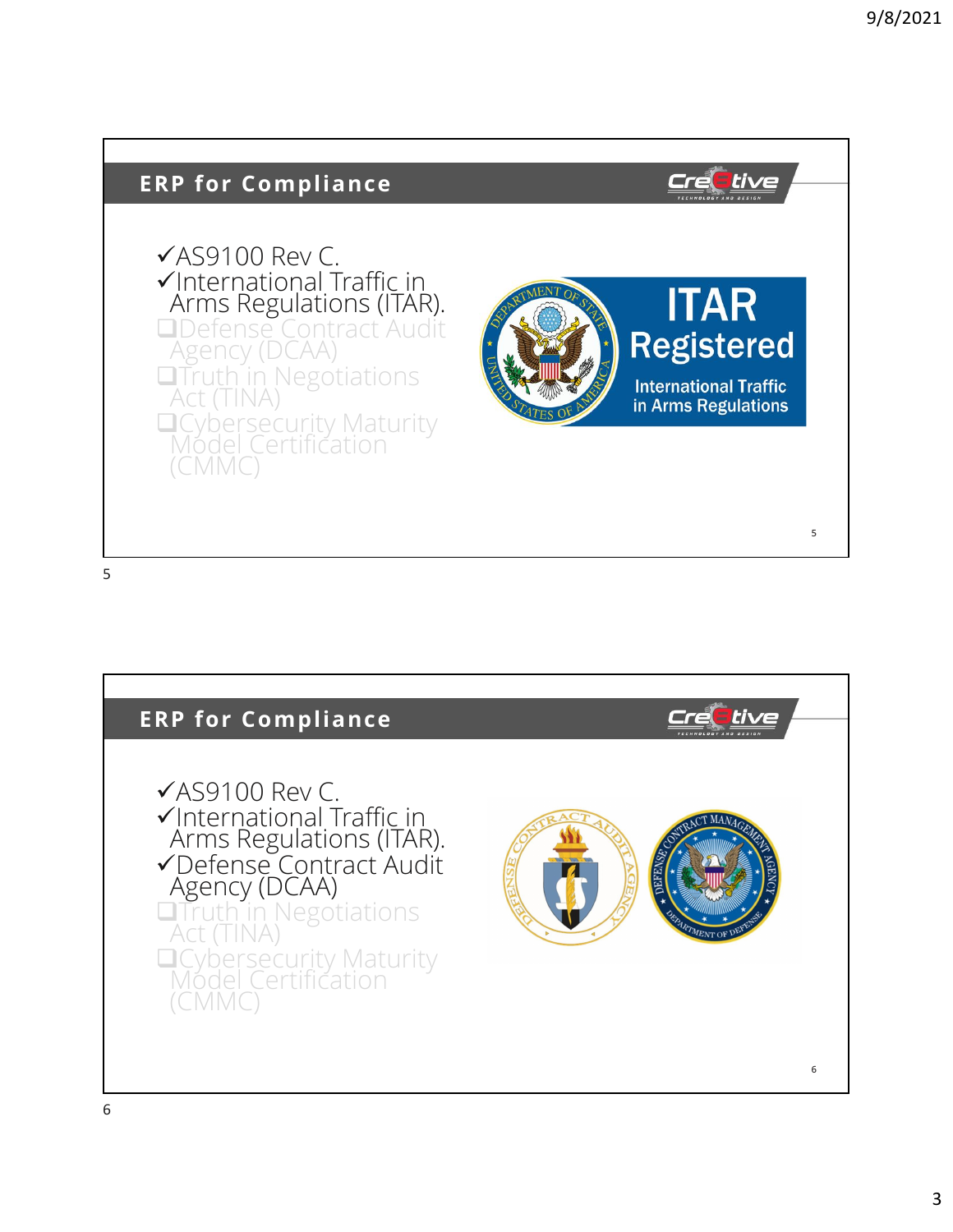## ERP for Compliance

- ✓AS9100 Rev C.
- ✓International Traffic in Arms Regulations (ITAR).
- ❑Defense Contract Audit Agency (DCAA)
- ❑Truth in Negotiations Act (TINA)
- ❑Cybersecurity Maturity Model Certification (CMMC)

ITAR Registered
International Traffic in Arms Regulations

## ERP for Compliance

- ✓AS9100 Rev C.
- ✓International Traffic in Arms Regulations (ITAR).
- ✓Defense Contract Audit Agency (DCAA)
- ❑Truth in Negotiations Act (TINA)
- ❑Cybersecurity Maturity Model Certification (CMMC)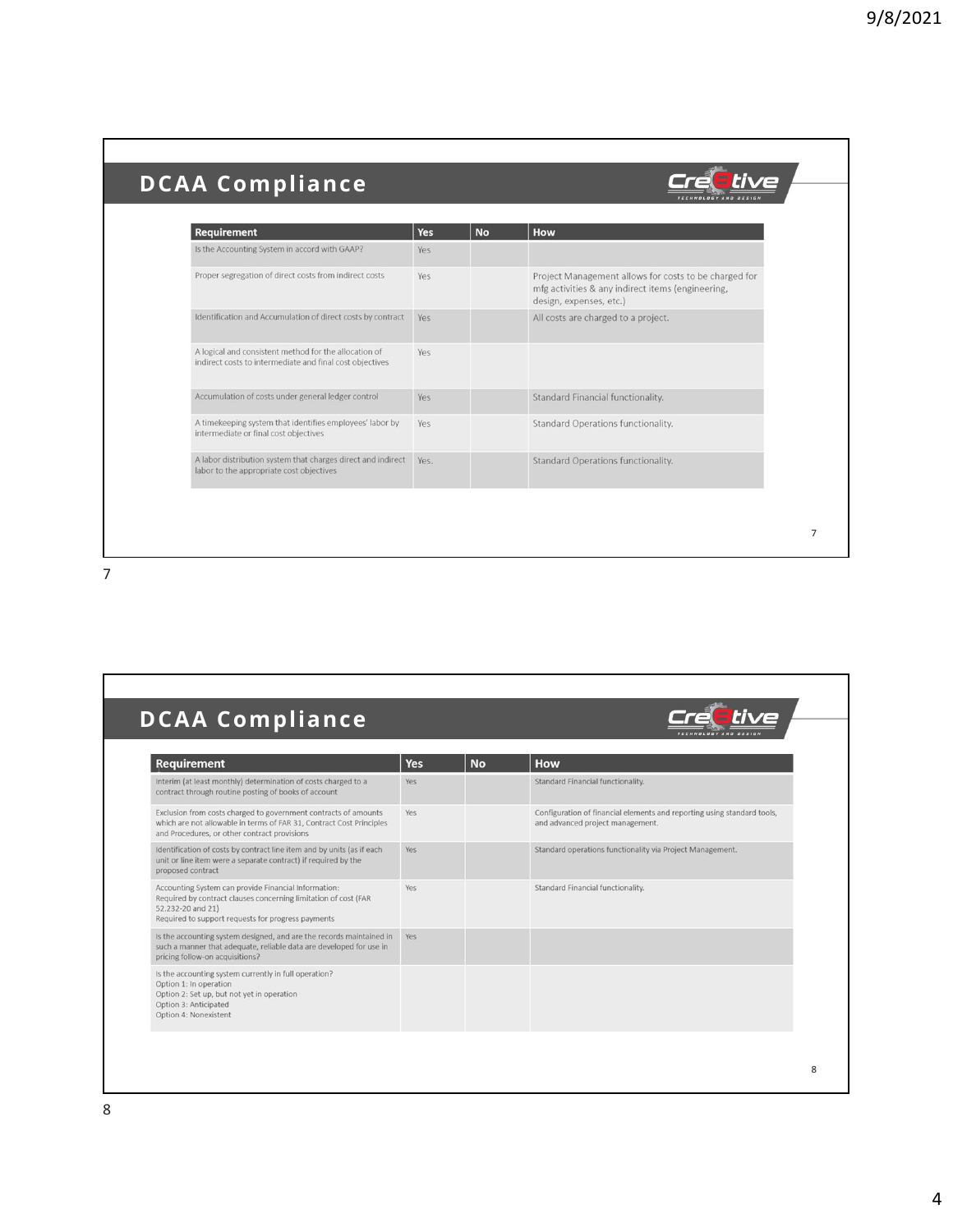## DCAA Compliance

| Requirement | Yes | No | How |
|---|---|---|---|
| Is the Accounting System in accord with GAAP? | Yes | | |
| Proper segregation of direct costs from indirect costs | Yes | | Project Management allows for costs to be charged for mfg activities & any indirect items (engineering, design, expenses, etc.) |
| Identification and Accumulation of direct costs by contract | Yes | | All costs are charged to a project. |
| A logical and consistent method for the allocation of indirect costs to intermediate and final cost objectives | Yes | | |
| Accumulation of costs under general ledger control | Yes | | Standard Financial functionality. |
| A timekeeping system that identifies employees' labor by intermediate or final cost objectives | Yes | | Standard Operations functionality. |
| A labor distribution system that charges direct and indirect labor to the appropriate cost objectives | Yes. | | Standard Operations functionality. |

## DCAA Compliance

| Requirement | Yes | No | How |
|---|---|---|---|
| Interim (at least monthly) determination of costs charged to a contract through routine posting of books of account | Yes | | Standard Financial functionality. |
| Exclusion from costs charged to government contracts of amounts which are not allowable in terms of FAR 31, Contract Cost Principles and Procedures, or other contract provisions | Yes | | Configuration of financial elements and reporting using standard tools, and advanced project management. |
| Identification of costs by contract line item and by units (as if each unit or line item were a separate contract) if required by the proposed contract | Yes | | Standard operations functionality via Project Management. |
| Accounting System can provide Financial Information: Required by contract clauses concerning limitation of cost (FAR 52.232-20 and 21) Required to support requests for progress payments | Yes | | Standard Financial functionality. |
| Is the accounting system designed, and are the records maintained in such a manner that adequate, reliable data are developed for use in pricing follow-on acquisitions? | Yes | | |
| Is the accounting system currently in full operation? Option 1: In operation Option 2: Set up, but not yet in operation Option 3: Anticipated Option 4: Nonexistent | | | |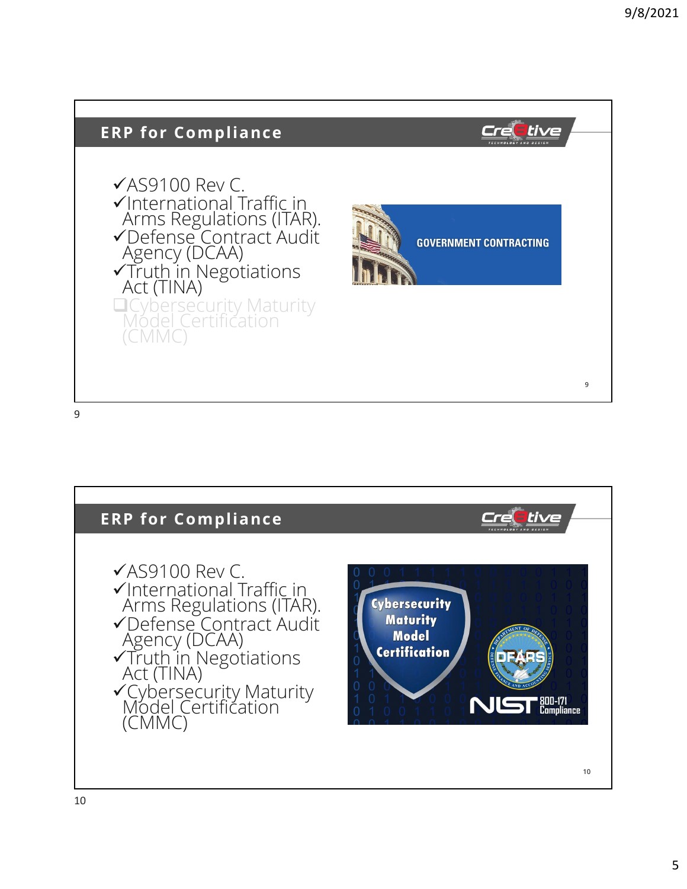## ERP for Compliance

- ✓AS9100 Rev C.
- ✓International Traffic in Arms Regulations (ITAR).
- ✓Defense Contract Audit Agency (DCAA)
- ✓Truth in Negotiations Act (TINA)
- ❑Cybersecurity Maturity Model Certification (CMMC)

GOVERNMENT CONTRACTING

## ERP for Compliance

- ✓AS9100 Rev C.
- ✓International Traffic in Arms Regulations (ITAR).
- ✓Defense Contract Audit Agency (DCAA)
- ✓Truth in Negotiations Act (TINA)
- ✓Cybersecurity Maturity Model Certification (CMMC)

Cybersecurity Maturity Model Certification

DFARS

NIST 800-171 Compliance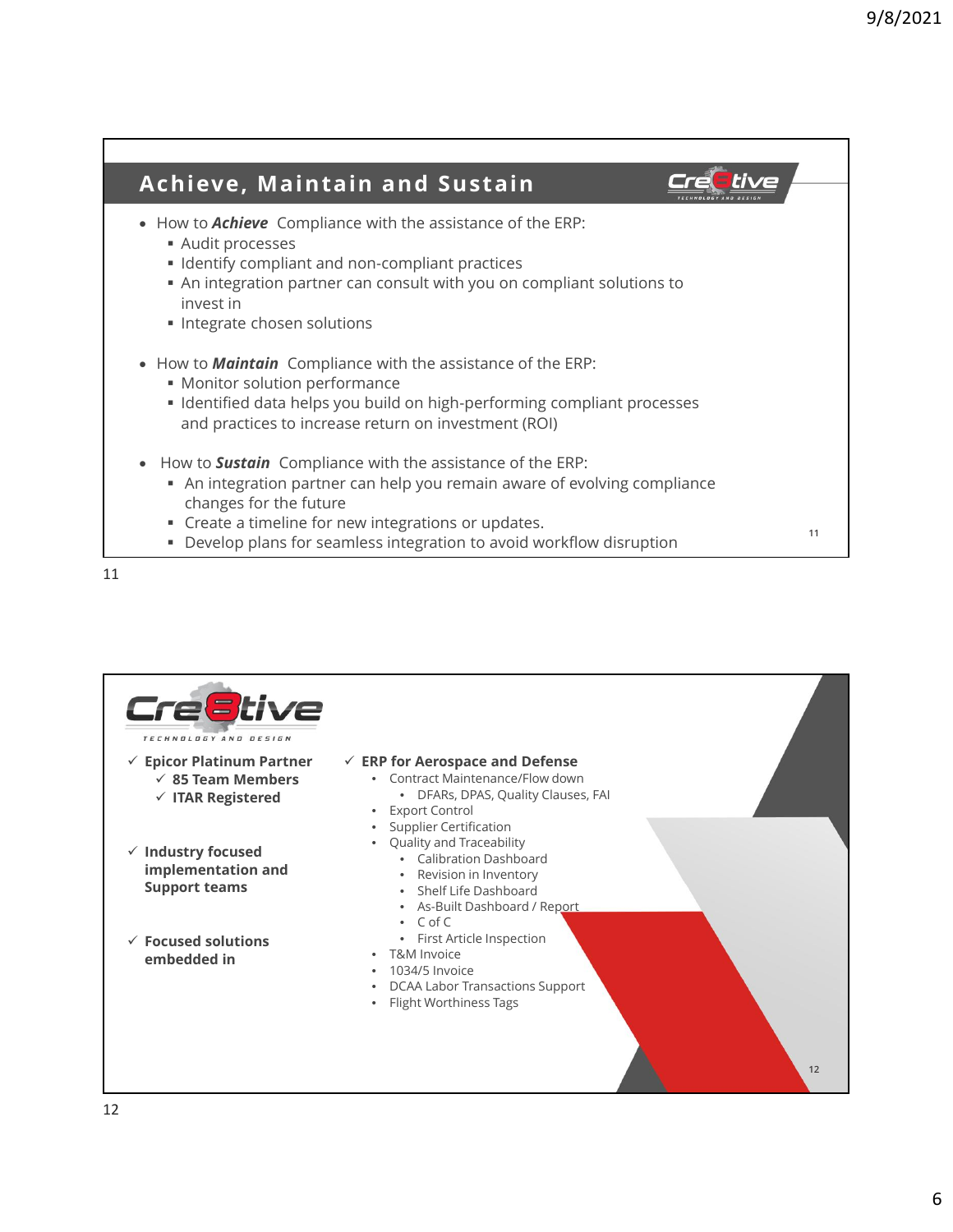## Achieve, Maintain and Sustain

- How to ***Achieve*** Compliance with the assistance of the ERP:
  - Audit processes
  - Identify compliant and non-compliant practices
  - An integration partner can consult with you on compliant solutions to invest in
  - Integrate chosen solutions
- How to ***Maintain*** Compliance with the assistance of the ERP:
  - Monitor solution performance
  - Identified data helps you build on high-performing compliant processes and practices to increase return on investment (ROI)
- How to ***Sustain*** Compliance with the assistance of the ERP:
  - An integration partner can help you remain aware of evolving compliance changes for the future
  - Create a timeline for new integrations or updates.
  - Develop plans for seamless integration to avoid workflow disruption

---

Cre8tive TECHNOLOGY AND DESIGN

- ✓ **Epicor Platinum Partner**
  - ✓ **85 Team Members**
  - ✓ **ITAR Registered**
- ✓ **Industry focused implementation and Support teams**
- ✓ **Focused solutions embedded in**

- ✓ **ERP for Aerospace and Defense**
  - Contract Maintenance/Flow down
    - DFARs, DPAS, Quality Clauses, FAI
  - Export Control
  - Supplier Certification
  - Quality and Traceability
    - Calibration Dashboard
    - Revision in Inventory
    - Shelf Life Dashboard
    - As-Built Dashboard / Report
    - C of C
    - First Article Inspection
  - T&M Invoice
  - 1034/5 Invoice
  - DCAA Labor Transactions Support
  - Flight Worthiness Tags